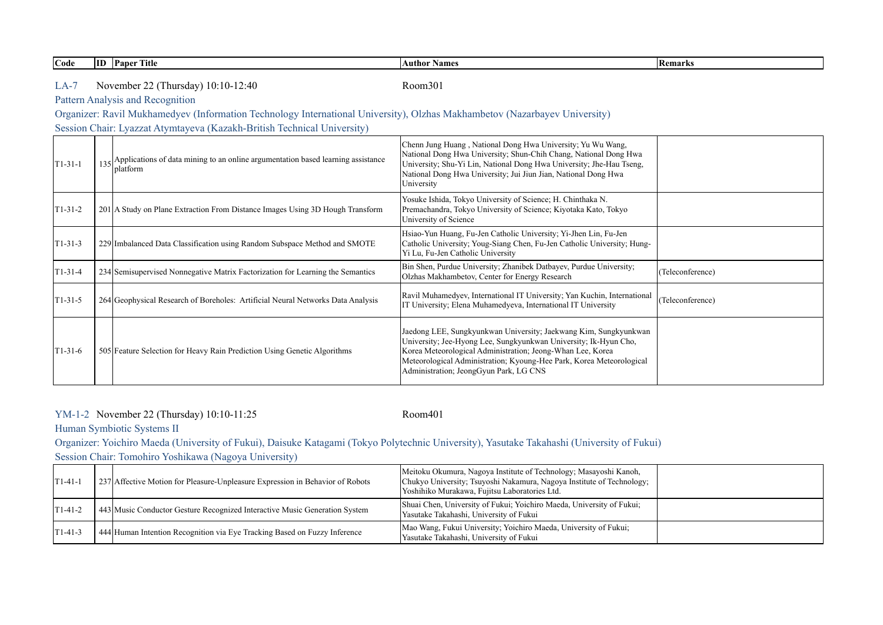| Code | ID | Paper Title | Author Names | Remarks |
|---|---|---|---|---|

LA-7 November 22 (Thursday) 10:10-12:40 Room301

Pattern Analysis and Recognition

Organizer: Ravil Mukhamedyev (Information Technology International University), Olzhas Makhambetov (Nazarbayev University)

Session Chair: Lyazzat Atymtayeva (Kazakh-British Technical University)

| Code | ID | Paper Title | Author Names | Remarks |
|---|---|---|---|---|
| T1-31-1 | 135 | Applications of data mining to an online argumentation based learning assistance platform | Chenn Jung Huang , National Dong Hwa University; Yu Wu Wang, National Dong Hwa University; Shun-Chih Chang, National Dong Hwa University; Shu-Yi Lin, National Dong Hwa University; Jhe-Hau Tseng, National Dong Hwa University; Jui Jiun Jian, National Dong Hwa University | |
| T1-31-2 | 201 | A Study on Plane Extraction From Distance Images Using 3D Hough Transform | Yosuke Ishida, Tokyo University of Science; H. Chinthaka N. Premachandra, Tokyo University of Science; Kiyotaka Kato, Tokyo University of Science | |
| T1-31-3 | 229 | Imbalanced Data Classification using Random Subspace Method and SMOTE | Hsiao-Yun Huang, Fu-Jen Catholic University; Yi-Jhen Lin, Fu-Jen Catholic University; Youg-Siang Chen, Fu-Jen Catholic University; Hung-Yi Lu, Fu-Jen Catholic University | |
| T1-31-4 | 234 | Semisupervised Nonnegative Matrix Factorization for Learning the Semantics | Bin Shen, Purdue University; Zhanibek Datbayev, Purdue University; Olzhas Makhambetov, Center for Energy Research | (Teleconference) |
| T1-31-5 | 264 | Geophysical Research of Boreholes: Artificial Neural Networks Data Analysis | Ravil Muhamedyev, International IT University; Yan Kuchin, International IT University; Elena Muhamedyeva, International IT University | (Teleconference) |
| T1-31-6 | 505 | Feature Selection for Heavy Rain Prediction Using Genetic Algorithms | Jaedong LEE, Sungkyunkwan University; Jaekwang Kim, Sungkyunkwan University; Jee-Hyong Lee, Sungkyunkwan University; Ik-Hyun Cho, Korea Meteorological Administration; Jeong-Whan Lee, Korea Meteorological Administration; Kyoung-Hee Park, Korea Meteorological Administration; JeongGyun Park, LG CNS | |

YM-1-2 November 22 (Thursday) 10:10-11:25 Room401

Human Symbiotic Systems II

Organizer: Yoichiro Maeda (University of Fukui), Daisuke Katagami (Tokyo Polytechnic University), Yasutake Takahashi (University of Fukui)

Session Chair: Tomohiro Yoshikawa (Nagoya University)

| Code | ID | Paper Title | Author Names | Remarks |
|---|---|---|---|---|
| T1-41-1 | 237 | Affective Motion for Pleasure-Unpleasure Expression in Behavior of Robots | Meitoku Okumura, Nagoya Institute of Technology; Masayoshi Kanoh, Chukyo University; Tsuyoshi Nakamura, Nagoya Institute of Technology; Yoshihiko Murakawa, Fujitsu Laboratories Ltd. | |
| T1-41-2 | 443 | Music Conductor Gesture Recognized Interactive Music Generation System | Shuai Chen, University of Fukui; Yoichiro Maeda, University of Fukui; Yasutake Takahashi, University of Fukui | |
| T1-41-3 | 444 | Human Intention Recognition via Eye Tracking Based on Fuzzy Inference | Mao Wang, Fukui University; Yoichiro Maeda, University of Fukui; Yasutake Takahashi, University of Fukui | |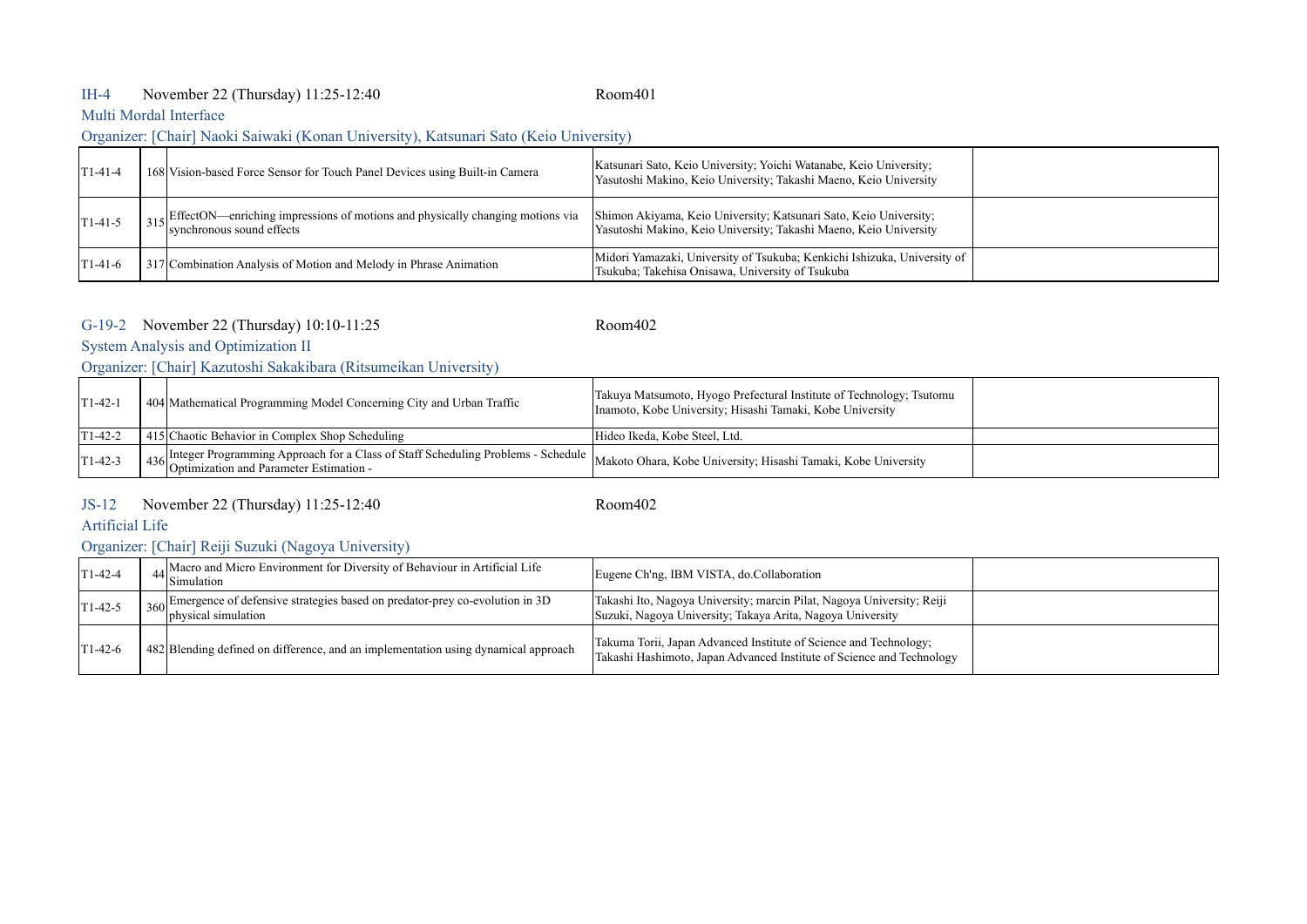IH-4 November 22 (Thursday) 11:25-12:40 Room401

Multi Mordal Interface

Organizer: [Chair] Naoki Saiwaki (Konan University), Katsunari Sato (Keio University)

| | | | | |
|---|---|---|---|---|
| T1-41-4 | 168 | Vision-based Force Sensor for Touch Panel Devices using Built-in Camera | Katsunari Sato, Keio University; Yoichi Watanabe, Keio University; Yasutoshi Makino, Keio University; Takashi Maeno, Keio University | |
| T1-41-5 | 315 | EffectON—enriching impressions of motions and physically changing motions via synchronous sound effects | Shimon Akiyama, Keio University; Katsunari Sato, Keio University; Yasutoshi Makino, Keio University; Takashi Maeno, Keio University | |
| T1-41-6 | 317 | Combination Analysis of Motion and Melody in Phrase Animation | Midori Yamazaki, University of Tsukuba; Kenkichi Ishizuka, University of Tsukuba; Takehisa Onisawa, University of Tsukuba | |

G-19-2 November 22 (Thursday) 10:10-11:25 Room402

System Analysis and Optimization II

Organizer: [Chair] Kazutoshi Sakakibara (Ritsumeikan University)

| | | | | |
|---|---|---|---|---|
| T1-42-1 | 404 | Mathematical Programming Model Concerning City and Urban Traffic | Takuya Matsumoto, Hyogo Prefectural Institute of Technology; Tsutomu Inamoto, Kobe University; Hisashi Tamaki, Kobe University | |
| T1-42-2 | 415 | Chaotic Behavior in Complex Shop Scheduling | Hideo Ikeda, Kobe Steel, Ltd. | |
| T1-42-3 | 436 | Integer Programming Approach for a Class of Staff Scheduling Problems - Schedule Optimization and Parameter Estimation - | Makoto Ohara, Kobe University; Hisashi Tamaki, Kobe University | |

JS-12 November 22 (Thursday) 11:25-12:40 Room402

Artificial Life

Organizer: [Chair] Reiji Suzuki (Nagoya University)

| | | | | |
|---|---|---|---|---|
| T1-42-4 | 44 | Macro and Micro Environment for Diversity of Behaviour in Artificial Life Simulation | Eugene Ch'ng, IBM VISTA, do.Collaboration | |
| T1-42-5 | 360 | Emergence of defensive strategies based on predator-prey co-evolution in 3D physical simulation | Takashi Ito, Nagoya University; marcin Pilat, Nagoya University; Reiji Suzuki, Nagoya University; Takaya Arita, Nagoya University | |
| T1-42-6 | 482 | Blending defined on difference, and an implementation using dynamical approach | Takuma Torii, Japan Advanced Institute of Science and Technology; Takashi Hashimoto, Japan Advanced Institute of Science and Technology | |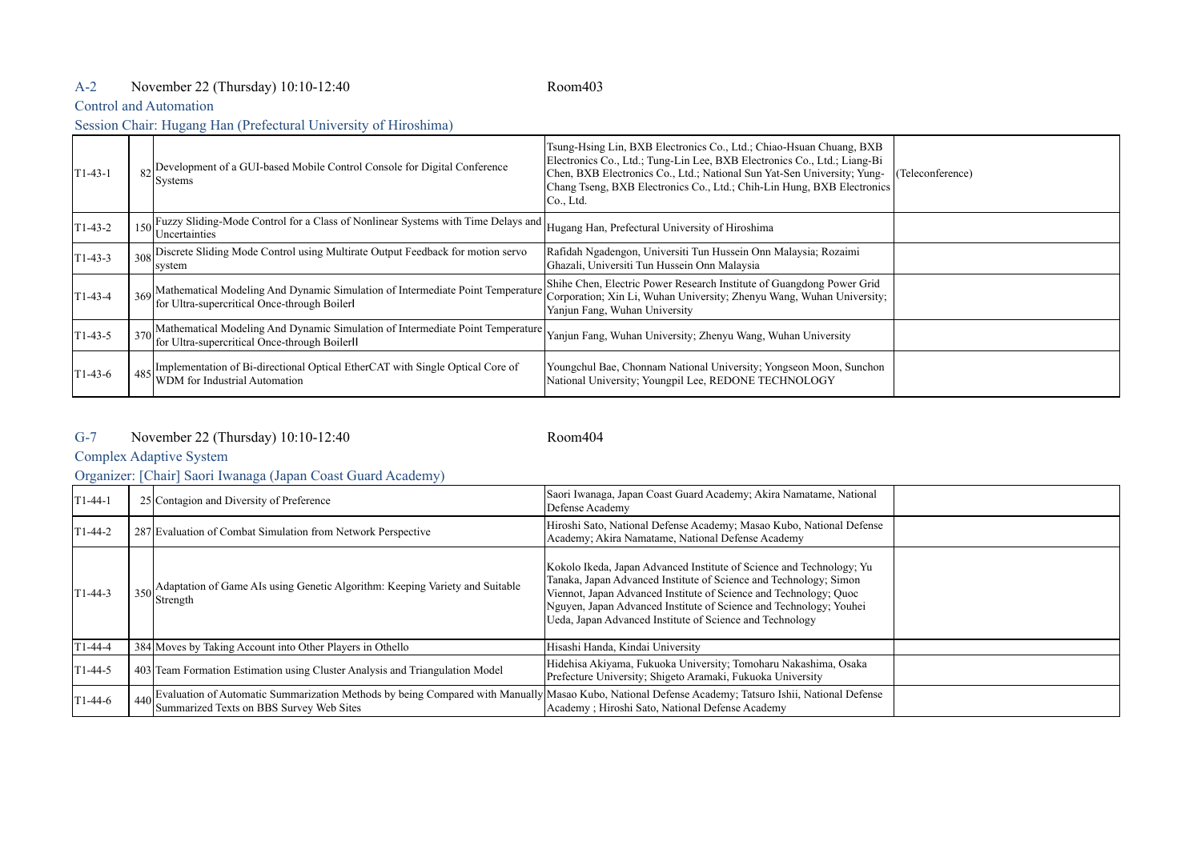A-2 November 22 (Thursday) 10:10-12:40 Room403

Control and Automation

Session Chair: Hugang Han (Prefectural University of Hiroshima)

| | | | | |
|---|---|---|---|---|
| T1-43-1 | 82 | Development of a GUI-based Mobile Control Console for Digital Conference Systems | Tsung-Hsing Lin, BXB Electronics Co., Ltd.; Chiao-Hsuan Chuang, BXB Electronics Co., Ltd.; Tung-Lin Lee, BXB Electronics Co., Ltd.; Liang-Bi Chen, BXB Electronics Co., Ltd.; National Sun Yat-Sen University; Yung-Chang Tseng, BXB Electronics Co., Ltd.; Chih-Lin Hung, BXB Electronics Co., Ltd. | (Teleconference) |
| T1-43-2 | 150 | Fuzzy Sliding-Mode Control for a Class of Nonlinear Systems with Time Delays and Uncertainties | Hugang Han, Prefectural University of Hiroshima | |
| T1-43-3 | 308 | Discrete Sliding Mode Control using Multirate Output Feedback for motion servo system | Rafidah Ngadengon, Universiti Tun Hussein Onn Malaysia; Rozaimi Ghazali, Universiti Tun Hussein Onn Malaysia | |
| T1-43-4 | 369 | Mathematical Modeling And Dynamic Simulation of Intermediate Point Temperature for Ultra-supercritical Once-through BoilerI | Shihe Chen, Electric Power Research Institute of Guangdong Power Grid Corporation; Xin Li, Wuhan University; Zhenyu Wang, Wuhan University; Yanjun Fang, Wuhan University | |
| T1-43-5 | 370 | Mathematical Modeling And Dynamic Simulation of Intermediate Point Temperature for Ultra-supercritical Once-through BoilerII | Yanjun Fang, Wuhan University; Zhenyu Wang, Wuhan University | |
| T1-43-6 | 485 | Implementation of Bi-directional Optical EtherCAT with Single Optical Core of WDM for Industrial Automation | Youngchul Bae, Chonnam National University; Yongseon Moon, Sunchon National University; Youngpil Lee, REDONE TECHNOLOGY | |

G-7 November 22 (Thursday) 10:10-12:40 Room404

Complex Adaptive System

Organizer: [Chair] Saori Iwanaga (Japan Coast Guard Academy)

| | | | | |
|---|---|---|---|---|
| T1-44-1 | 25 | Contagion and Diversity of Preference | Saori Iwanaga, Japan Coast Guard Academy; Akira Namatame, National Defense Academy | |
| T1-44-2 | 287 | Evaluation of Combat Simulation from Network Perspective | Hiroshi Sato, National Defense Academy; Masao Kubo, National Defense Academy; Akira Namatame, National Defense Academy | |
| T1-44-3 | 350 | Adaptation of Game AIs using Genetic Algorithm: Keeping Variety and Suitable Strength | Kokolo Ikeda, Japan Advanced Institute of Science and Technology; Yu Tanaka, Japan Advanced Institute of Science and Technology; Simon Viennot, Japan Advanced Institute of Science and Technology; Quoc Nguyen, Japan Advanced Institute of Science and Technology; Youhei Ueda, Japan Advanced Institute of Science and Technology | |
| T1-44-4 | 384 | Moves by Taking Account into Other Players in Othello | Hisashi Handa, Kindai University | |
| T1-44-5 | 403 | Team Formation Estimation using Cluster Analysis and Triangulation Model | Hidehisa Akiyama, Fukuoka University; Tomoharu Nakashima, Osaka Prefecture University; Shigeto Aramaki, Fukuoka University | |
| T1-44-6 | 440 | Evaluation of Automatic Summarization Methods by being Compared with Manually Summarized Texts on BBS Survey Web Sites | Masao Kubo, National Defense Academy; Tatsuro Ishii, National Defense Academy ; Hiroshi Sato, National Defense Academy | |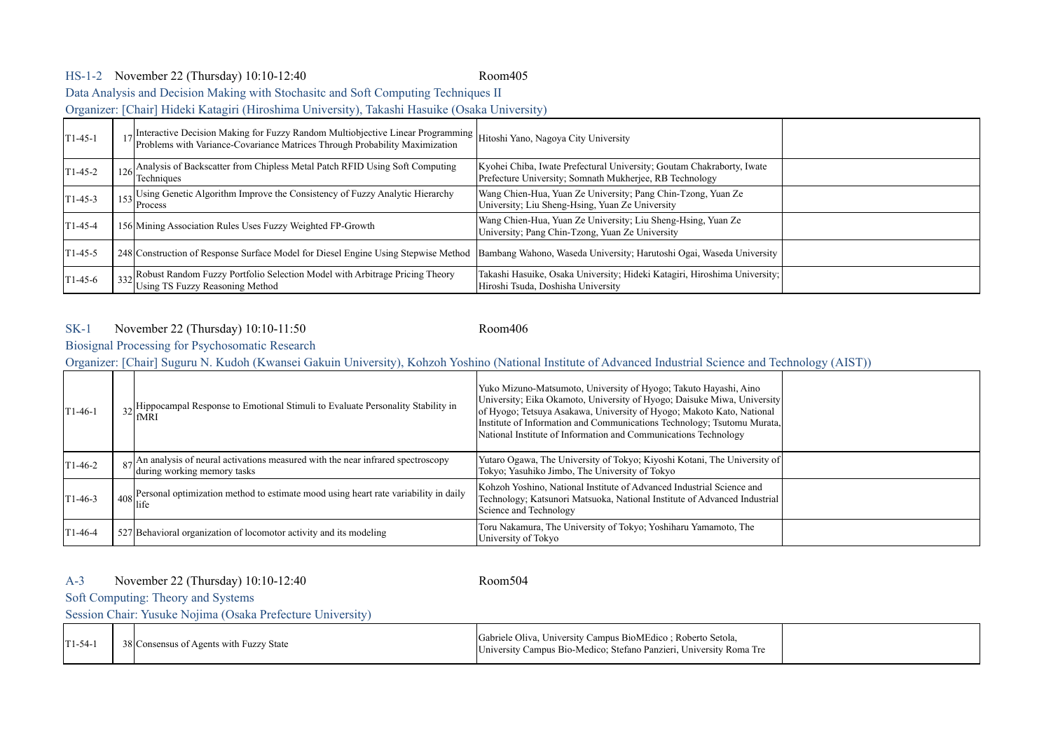HS-1-2 November 22 (Thursday) 10:10-12:40 Room405

Data Analysis and Decision Making with Stochasitc and Soft Computing Techniques II

Organizer: [Chair] Hideki Katagiri (Hiroshima University), Takashi Hasuike (Osaka University)

| | | | | |
|---|---|---|---|---|
| T1-45-1 | 17 | Interactive Decision Making for Fuzzy Random Multiobjective Linear Programming Problems with Variance-Covariance Matrices Through Probability Maximization | Hitoshi Yano, Nagoya City University | |
| T1-45-2 | 126 | Analysis of Backscatter from Chipless Metal Patch RFID Using Soft Computing Techniques | Kyohei Chiba, Iwate Prefectural University; Goutam Chakraborty, Iwate Prefecture University; Somnath Mukherjee, RB Technology | |
| T1-45-3 | 153 | Using Genetic Algorithm Improve the Consistency of Fuzzy Analytic Hierarchy Process | Wang Chien-Hua, Yuan Ze University; Pang Chin-Tzong, Yuan Ze University; Liu Sheng-Hsing, Yuan Ze University | |
| T1-45-4 | 156 | Mining Association Rules Uses Fuzzy Weighted FP-Growth | Wang Chien-Hua, Yuan Ze University; Liu Sheng-Hsing, Yuan Ze University; Pang Chin-Tzong, Yuan Ze University | |
| T1-45-5 | 248 | Construction of Response Surface Model for Diesel Engine Using Stepwise Method | Bambang Wahono, Waseda University; Harutoshi Ogai, Waseda University | |
| T1-45-6 | 332 | Robust Random Fuzzy Portfolio Selection Model with Arbitrage Pricing Theory Using TS Fuzzy Reasoning Method | Takashi Hasuike, Osaka University; Hideki Katagiri, Hiroshima University; Hiroshi Tsuda, Doshisha University | |

SK-1 November 22 (Thursday) 10:10-11:50 Room406

Biosignal Processing for Psychosomatic Research

Organizer: [Chair] Suguru N. Kudoh (Kwansei Gakuin University), Kohzoh Yoshino (National Institute of Advanced Industrial Science and Technology (AIST))

| | | | | |
|---|---|---|---|---|
| T1-46-1 | 32 | Hippocampal Response to Emotional Stimuli to Evaluate Personality Stability in fMRI | Yuko Mizuno-Matsumoto, University of Hyogo; Takuto Hayashi, Aino University; Eika Okamoto, University of Hyogo; Daisuke Miwa, University of Hyogo; Tetsuya Asakawa, University of Hyogo; Makoto Kato, National Institute of Information and Communications Technology; Tsutomu Murata, National Institute of Information and Communications Technology | |
| T1-46-2 | 87 | An analysis of neural activations measured with the near infrared spectroscopy during working memory tasks | Yutaro Ogawa, The University of Tokyo; Kiyoshi Kotani, The University of Tokyo; Yasuhiko Jimbo, The University of Tokyo | |
| T1-46-3 | 408 | Personal optimization method to estimate mood using heart rate variability in daily life | Kohzoh Yoshino, National Institute of Advanced Industrial Science and Technology; Katsunori Matsuoka, National Institute of Advanced Industrial Science and Technology | |
| T1-46-4 | 527 | Behavioral organization of locomotor activity and its modeling | Toru Nakamura, The University of Tokyo; Yoshiharu Yamamoto, The University of Tokyo | |

A-3 November 22 (Thursday) 10:10-12:40 Room504

Soft Computing: Theory and Systems

Session Chair: Yusuke Nojima (Osaka Prefecture University)

| | | | | |
|---|---|---|---|---|
| T1-54-1 | 38 | Consensus of Agents with Fuzzy State | Gabriele Oliva, University Campus BioMEdico ; Roberto Setola, University Campus Bio-Medico; Stefano Panzieri, University Roma Tre | |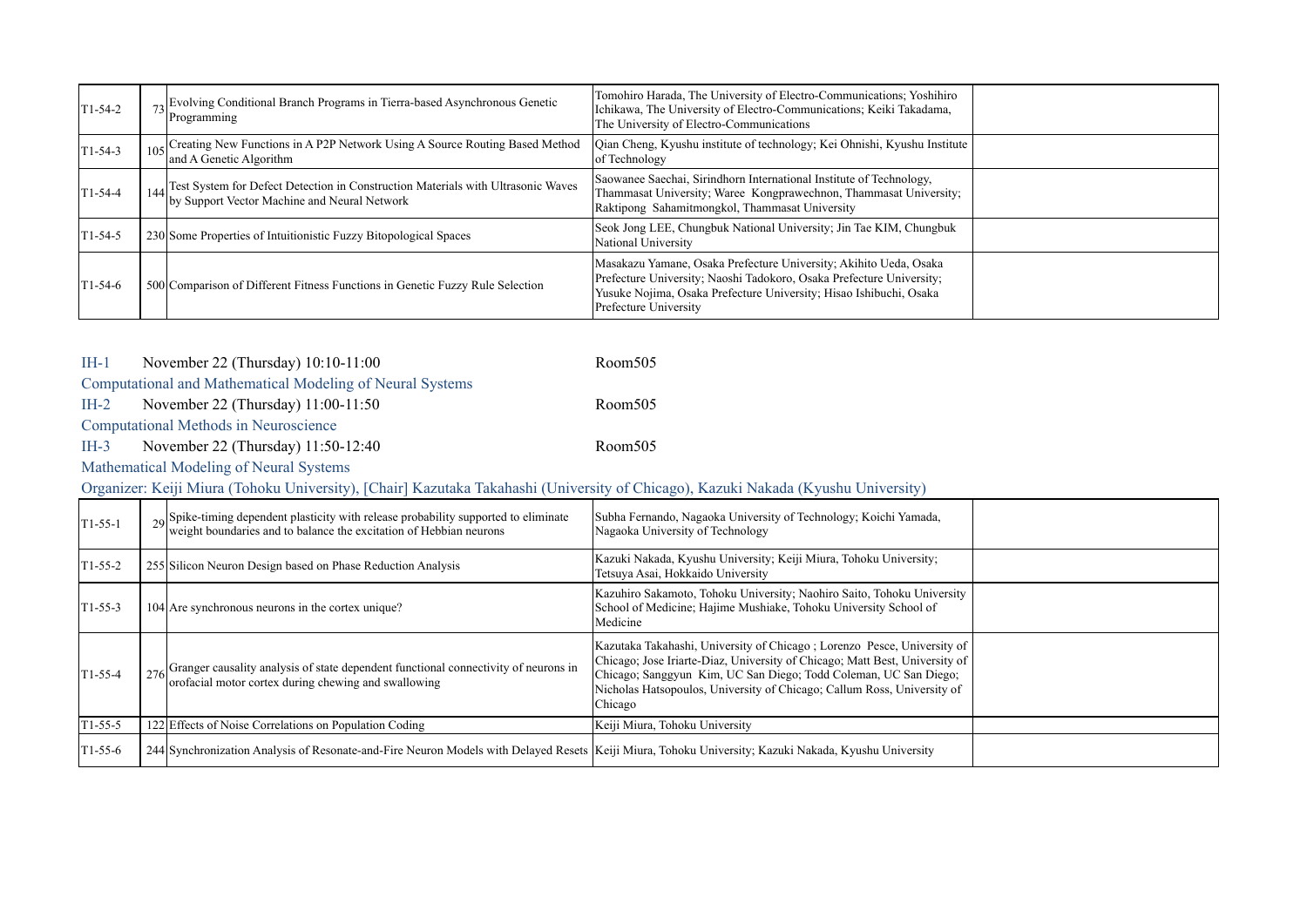| | | | | |
|---|---|---|---|---|
| T1-54-2 | 73 | Evolving Conditional Branch Programs in Tierra-based Asynchronous Genetic Programming | Tomohiro Harada, The University of Electro-Communications; Yoshihiro Ichikawa, The University of Electro-Communications; Keiki Takadama, The University of Electro-Communications | |
| T1-54-3 | 105 | Creating New Functions in A P2P Network Using A Source Routing Based Method and A Genetic Algorithm | Qian Cheng, Kyushu institute of technology; Kei Ohnishi, Kyushu Institute of Technology | |
| T1-54-4 | 144 | Test System for Defect Detection in Construction Materials with Ultrasonic Waves by Support Vector Machine and Neural Network | Saowanee Saechai, Sirindhorn International Institute of Technology, Thammasat University; Waree Kongprawechnon, Thammasat University; Raktipong Sahamitmongkol, Thammasat University | |
| T1-54-5 | 230 | Some Properties of Intuitionistic Fuzzy Bitopological Spaces | Seok Jong LEE, Chungbuk National University; Jin Tae KIM, Chungbuk National University | |
| T1-54-6 | 500 | Comparison of Different Fitness Functions in Genetic Fuzzy Rule Selection | Masakazu Yamane, Osaka Prefecture University; Akihito Ueda, Osaka Prefecture University; Naoshi Tadokoro, Osaka Prefecture University; Yusuke Nojima, Osaka Prefecture University; Hisao Ishibuchi, Osaka Prefecture University | |

IH-1 November 22 (Thursday) 10:10-11:00 Room505

Computational and Mathematical Modeling of Neural Systems

IH-2 November 22 (Thursday) 11:00-11:50 Room505

Computational Methods in Neuroscience

IH-3 November 22 (Thursday) 11:50-12:40 Room505

Mathematical Modeling of Neural Systems

Organizer: Keiji Miura (Tohoku University), [Chair] Kazutaka Takahashi (University of Chicago), Kazuki Nakada (Kyushu University)

| | | | | |
|---|---|---|---|---|
| T1-55-1 | 29 | Spike-timing dependent plasticity with release probability supported to eliminate weight boundaries and to balance the excitation of Hebbian neurons | Subha Fernando, Nagaoka University of Technology; Koichi Yamada, Nagaoka University of Technology | |
| T1-55-2 | 255 | Silicon Neuron Design based on Phase Reduction Analysis | Kazuki Nakada, Kyushu University; Keiji Miura, Tohoku University; Tetsuya Asai, Hokkaido University | |
| T1-55-3 | 104 | Are synchronous neurons in the cortex unique? | Kazuhiro Sakamoto, Tohoku University; Naohiro Saito, Tohoku University School of Medicine; Hajime Mushiake, Tohoku University School of Medicine | |
| T1-55-4 | 276 | Granger causality analysis of state dependent functional connectivity of neurons in orofacial motor cortex during chewing and swallowing | Kazutaka Takahashi, University of Chicago ; Lorenzo Pesce, University of Chicago; Jose Iriarte-Diaz, University of Chicago; Matt Best, University of Chicago; Sanggyun Kim, UC San Diego; Todd Coleman, UC San Diego; Nicholas Hatsopoulos, University of Chicago; Callum Ross, University of Chicago | |
| T1-55-5 | 122 | Effects of Noise Correlations on Population Coding | Keiji Miura, Tohoku University | |
| T1-55-6 | 244 | Synchronization Analysis of Resonate-and-Fire Neuron Models with Delayed Resets | Keiji Miura, Tohoku University; Kazuki Nakada, Kyushu University | |